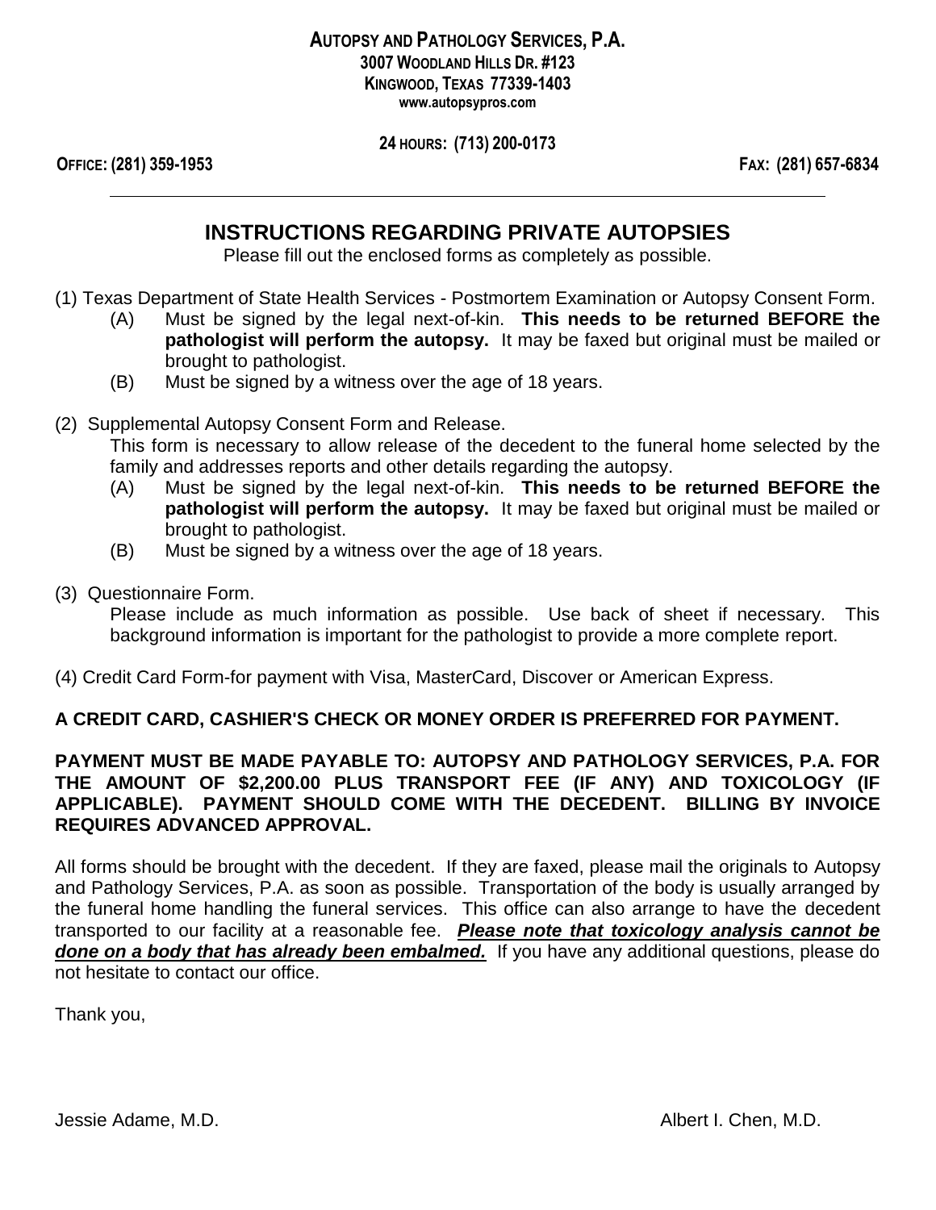**AUTOPSY AND PATHOLOGY SERVICES, P.A.**
**3007 WOODLAND HILLS DR. #123**
**KINGWOOD, TEXAS 77339-1403**
**www.autopsypros.com**

**24 HOURS: (713) 200-0173**

**OFFICE: (281) 359-1953** **FAX: (281) 657-6834**

---

## INSTRUCTIONS REGARDING PRIVATE AUTOPSIES

Please fill out the enclosed forms as completely as possible.

(1) Texas Department of State Health Services - Postmortem Examination or Autopsy Consent Form.

- (A) Must be signed by the legal next-of-kin. **This needs to be returned BEFORE the pathologist will perform the autopsy.** It may be faxed but original must be mailed or brought to pathologist.
- (B) Must be signed by a witness over the age of 18 years.

(2) Supplemental Autopsy Consent Form and Release.

This form is necessary to allow release of the decedent to the funeral home selected by the family and addresses reports and other details regarding the autopsy.

- (A) Must be signed by the legal next-of-kin. **This needs to be returned BEFORE the pathologist will perform the autopsy.** It may be faxed but original must be mailed or brought to pathologist.
- (B) Must be signed by a witness over the age of 18 years.

(3) Questionnaire Form.

Please include as much information as possible. Use back of sheet if necessary. This background information is important for the pathologist to provide a more complete report.

(4) Credit Card Form-for payment with Visa, MasterCard, Discover or American Express.

**A CREDIT CARD, CASHIER'S CHECK OR MONEY ORDER IS PREFERRED FOR PAYMENT.**

**PAYMENT MUST BE MADE PAYABLE TO: AUTOPSY AND PATHOLOGY SERVICES, P.A. FOR THE AMOUNT OF $2,200.00 PLUS TRANSPORT FEE (IF ANY) AND TOXICOLOGY (IF APPLICABLE). PAYMENT SHOULD COME WITH THE DECEDENT. BILLING BY INVOICE REQUIRES ADVANCED APPROVAL.**

All forms should be brought with the decedent. If they are faxed, please mail the originals to Autopsy and Pathology Services, P.A. as soon as possible. Transportation of the body is usually arranged by the funeral home handling the funeral services. This office can also arrange to have the decedent transported to our facility at a reasonable fee. ***Please note that toxicology analysis cannot be done on a body that has already been embalmed.*** If you have any additional questions, please do not hesitate to contact our office.

Thank you,

Jessie Adame, M.D.

Albert I. Chen, M.D.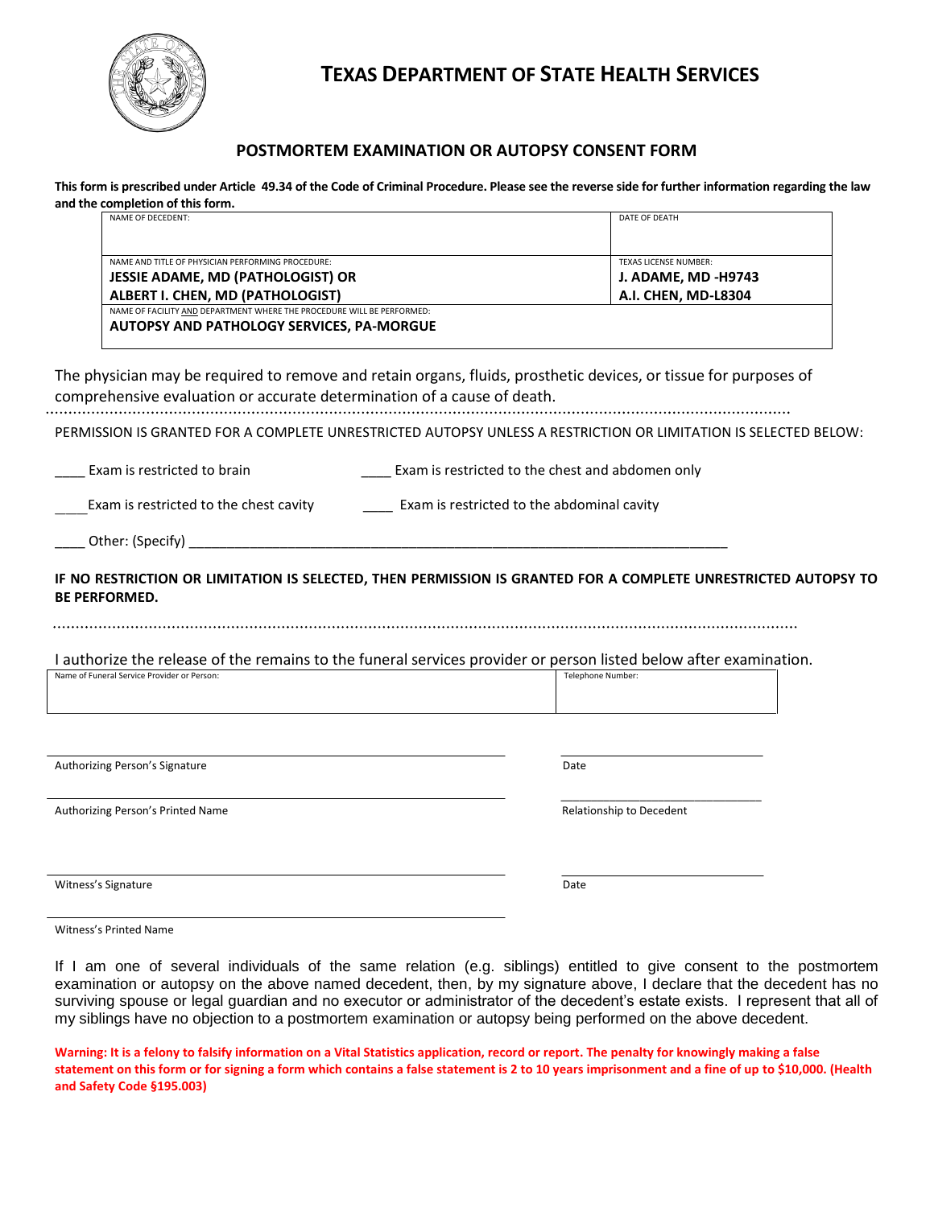# TEXAS DEPARTMENT OF STATE HEALTH SERVICES

## POSTMORTEM EXAMINATION OR AUTOPSY CONSENT FORM

**This form is prescribed under Article 49.34 of the Code of Criminal Procedure. Please see the reverse side for further information regarding the law and the completion of this form.**

| NAME OF DECEDENT: | DATE OF DEATH |
|---|---|
| | |
| NAME AND TITLE OF PHYSICIAN PERFORMING PROCEDURE:<br>**JESSIE ADAME, MD (PATHOLOGIST) OR**<br>**ALBERT I. CHEN, MD (PATHOLOGIST)** | TEXAS LICENSE NUMBER:<br>**J. ADAME, MD -H9743**<br>**A.I. CHEN, MD-L8304** |
| NAME OF FACILITY AND DEPARTMENT WHERE THE PROCEDURE WILL BE PERFORMED:<br>**AUTOPSY AND PATHOLOGY SERVICES, PA-MORGUE** | |

The physician may be required to remove and retain organs, fluids, prosthetic devices, or tissue for purposes of comprehensive evaluation or accurate determination of a cause of death.

PERMISSION IS GRANTED FOR A COMPLETE UNRESTRICTED AUTOPSY UNLESS A RESTRICTION OR LIMITATION IS SELECTED BELOW:

____ Exam is restricted to brain ____ Exam is restricted to the chest and abdomen only

____ Exam is restricted to the chest cavity ____ Exam is restricted to the abdominal cavity

____ Other: (Specify) ________________________________________________________________

**IF NO RESTRICTION OR LIMITATION IS SELECTED, THEN PERMISSION IS GRANTED FOR A COMPLETE UNRESTRICTED AUTOPSY TO BE PERFORMED.**

I authorize the release of the remains to the funeral services provider or person listed below after examination.

| Name of Funeral Service Provider or Person: | Telephone Number: |
|---|---|
| | |

_______________________________________ _______________________

Authorizing Person's Signature Date

_______________________________________ _______________________

Authorizing Person's Printed Name Relationship to Decedent

_______________________________________ _______________________

Witness's Signature Date

_______________________________________

Witness's Printed Name

If I am one of several individuals of the same relation (e.g. siblings) entitled to give consent to the postmortem examination or autopsy on the above named decedent, then, by my signature above, I declare that the decedent has no surviving spouse or legal guardian and no executor or administrator of the decedent's estate exists. I represent that all of my siblings have no objection to a postmortem examination or autopsy being performed on the above decedent.

**Warning: It is a felony to falsify information on a Vital Statistics application, record or report. The penalty for knowingly making a false statement on this form or for signing a form which contains a false statement is 2 to 10 years imprisonment and a fine of up to $10,000. (Health and Safety Code §195.003)**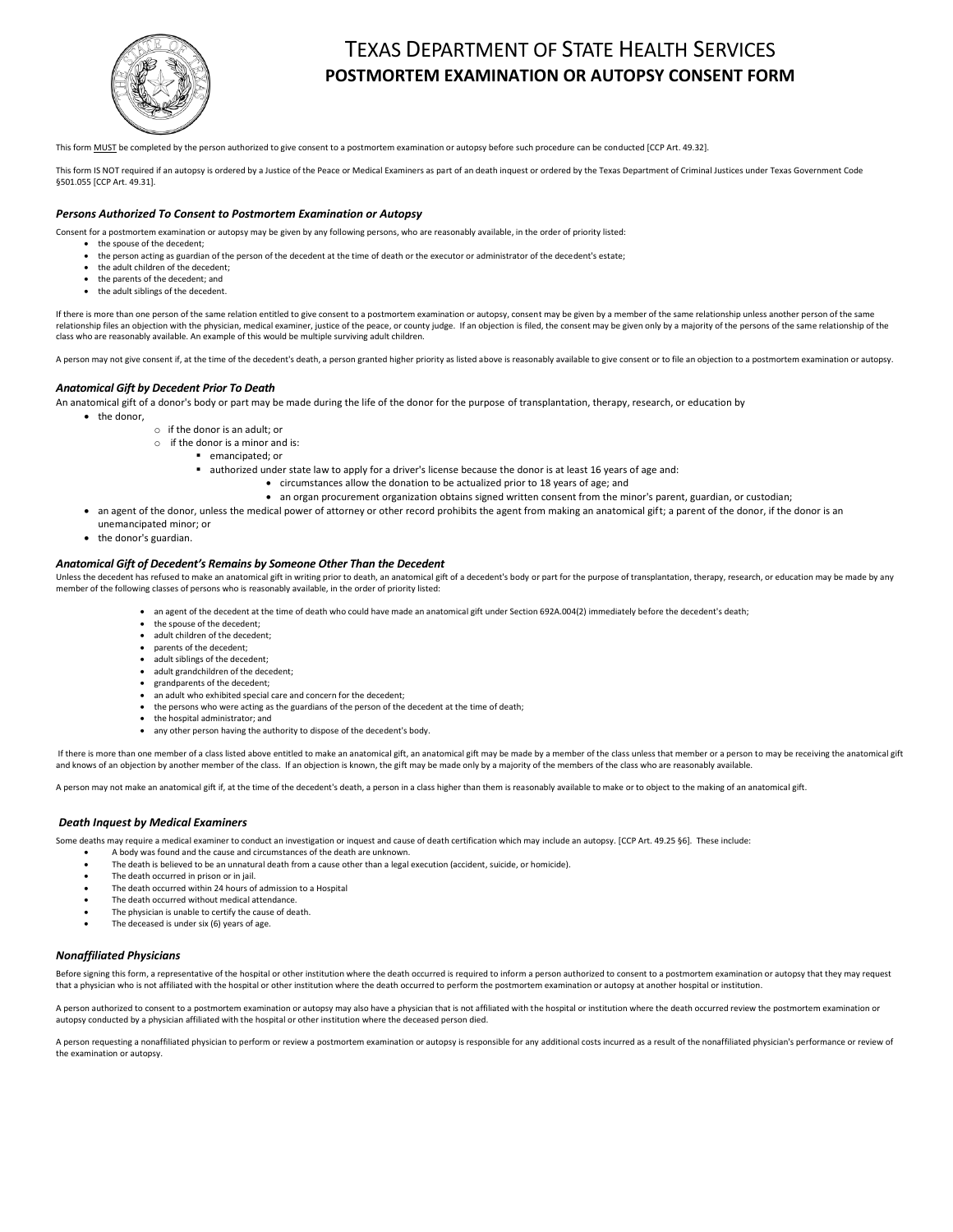# TEXAS DEPARTMENT OF STATE HEALTH SERVICES

## POSTMORTEM EXAMINATION OR AUTOPSY CONSENT FORM

This form MUST be completed by the person authorized to give consent to a postmortem examination or autopsy before such procedure can be conducted [CCP Art. 49.32].

This form IS NOT required if an autopsy is ordered by a Justice of the Peace or Medical Examiners as part of an death inquest or ordered by the Texas Department of Criminal Justices under Texas Government Code §501.055 [CCP Art. 49.31].

### *Persons Authorized To Consent to Postmortem Examination or Autopsy*

Consent for a postmortem examination or autopsy may be given by any following persons, who are reasonably available, in the order of priority listed:

- the spouse of the decedent;
- the person acting as guardian of the person of the decedent at the time of death or the executor or administrator of the decedent's estate;
- the adult children of the decedent;
- the parents of the decedent; and
- the adult siblings of the decedent.

If there is more than one person of the same relation entitled to give consent to a postmortem examination or autopsy, consent may be given by a member of the same relationship unless another person of the same relationship files an objection with the physician, medical examiner, justice of the peace, or county judge. If an objection is filed, the consent may be given only by a majority of the persons of the same relationship of the class who are reasonably available. An example of this would be multiple surviving adult children.

A person may not give consent if, at the time of the decedent's death, a person granted higher priority as listed above is reasonably available to give consent or to file an objection to a postmortem examination or autopsy.

### *Anatomical Gift by Decedent Prior To Death*

An anatomical gift of a donor's body or part may be made during the life of the donor for the purpose of transplantation, therapy, research, or education by

- the donor,
  - if the donor is an adult; or
  - if the donor is a minor and is:
    - emancipated; or
    - authorized under state law to apply for a driver's license because the donor is at least 16 years of age and:
      - circumstances allow the donation to be actualized prior to 18 years of age; and
      - an organ procurement organization obtains signed written consent from the minor's parent, guardian, or custodian;
- an agent of the donor, unless the medical power of attorney or other record prohibits the agent from making an anatomical gift; a parent of the donor, if the donor is an unemancipated minor; or
- the donor's guardian.

### *Anatomical Gift of Decedent's Remains by Someone Other Than the Decedent*

Unless the decedent has refused to make an anatomical gift in writing prior to death, an anatomical gift of a decedent's body or part for the purpose of transplantation, therapy, research, or education may be made by any member of the following classes of persons who is reasonably available, in the order of priority listed:

- an agent of the decedent at the time of death who could have made an anatomical gift under Section 692A.004(2) immediately before the decedent's death;
- the spouse of the decedent;
- adult children of the decedent;
- parents of the decedent;
- adult siblings of the decedent;
- adult grandchildren of the decedent;
- grandparents of the decedent;
- an adult who exhibited special care and concern for the decedent;
- the persons who were acting as the guardians of the person of the decedent at the time of death;
- the hospital administrator; and
- any other person having the authority to dispose of the decedent's body.

If there is more than one member of a class listed above entitled to make an anatomical gift, an anatomical gift may be made by a member of the class unless that member or a person to may be receiving the anatomical gift and knows of an objection by another member of the class. If an objection is known, the gift may be made only by a majority of the members of the class who are reasonably available.

A person may not make an anatomical gift if, at the time of the decedent's death, a person in a class higher than them is reasonably available to make or to object to the making of an anatomical gift.

### *Death Inquest by Medical Examiners*

Some deaths may require a medical examiner to conduct an investigation or inquest and cause of death certification which may include an autopsy. [CCP Art. 49.25 §6]. These include:

- A body was found and the cause and circumstances of the death are unknown.
- The death is believed to be an unnatural death from a cause other than a legal execution (accident, suicide, or homicide).
- The death occurred in prison or in jail.
- The death occurred within 24 hours of admission to a Hospital
- The death occurred without medical attendance.
- The physician is unable to certify the cause of death.
- The deceased is under six (6) years of age.

### *Nonaffiliated Physicians*

Before signing this form, a representative of the hospital or other institution where the death occurred is required to inform a person authorized to consent to a postmortem examination or autopsy that they may request that a physician who is not affiliated with the hospital or other institution where the death occurred to perform the postmortem examination or autopsy at another hospital or institution.

A person authorized to consent to a postmortem examination or autopsy may also have a physician that is not affiliated with the hospital or institution where the death occurred review the postmortem examination or autopsy conducted by a physician affiliated with the hospital or other institution where the deceased person died.

A person requesting a nonaffiliated physician to perform or review a postmortem examination or autopsy is responsible for any additional costs incurred as a result of the nonaffiliated physician's performance or review of the examination or autopsy.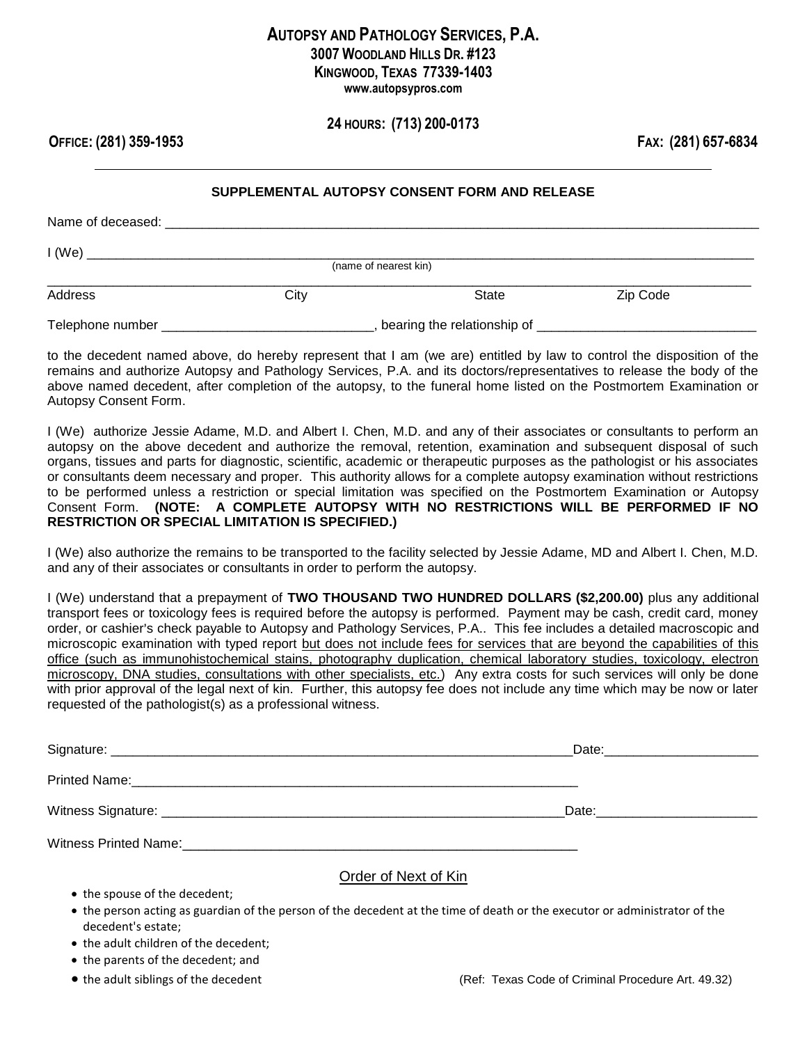# AUTOPSY AND PATHOLOGY SERVICES, P.A.

**3007 WOODLAND HILLS DR. #123**
**KINGWOOD, TEXAS 77339-1403**
**www.autopsypros.com**

**24 HOURS: (713) 200-0173**

**OFFICE: (281) 359-1953** **FAX: (281) 657-6834**

---

## SUPPLEMENTAL AUTOPSY CONSENT FORM AND RELEASE

Name of deceased: ________________________________________________________________________________

I (We) ______________________________________________________________________________________
(name of nearest kin)

______________________________________________________________________________________________
Address City State Zip Code

Telephone number ____________________________, bearing the relationship of ______________________________

to the decedent named above, do hereby represent that I am (we are) entitled by law to control the disposition of the remains and authorize Autopsy and Pathology Services, P.A. and its doctors/representatives to release the body of the above named decedent, after completion of the autopsy, to the funeral home listed on the Postmortem Examination or Autopsy Consent Form.

I (We) authorize Jessie Adame, M.D. and Albert I. Chen, M.D. and any of their associates or consultants to perform an autopsy on the above decedent and authorize the removal, retention, examination and subsequent disposal of such organs, tissues and parts for diagnostic, scientific, academic or therapeutic purposes as the pathologist or his associates or consultants deem necessary and proper. This authority allows for a complete autopsy examination without restrictions to be performed unless a restriction or special limitation was specified on the Postmortem Examination or Autopsy Consent Form. **(NOTE: A COMPLETE AUTOPSY WITH NO RESTRICTIONS WILL BE PERFORMED IF NO RESTRICTION OR SPECIAL LIMITATION IS SPECIFIED.)**

I (We) also authorize the remains to be transported to the facility selected by Jessie Adame, MD and Albert I. Chen, M.D. and any of their associates or consultants in order to perform the autopsy.

I (We) understand that a prepayment of **TWO THOUSAND TWO HUNDRED DOLLARS ($2,200.00)** plus any additional transport fees or toxicology fees is required before the autopsy is performed. Payment may be cash, credit card, money order, or cashier's check payable to Autopsy and Pathology Services, P.A.. This fee includes a detailed macroscopic and microscopic examination with typed report <u>but does not include fees for services that are beyond the capabilities of this office (such as immunohistochemical stains, photography duplication, chemical laboratory studies, toxicology, electron microscopy, DNA studies, consultations with other specialists, etc.)</u> Any extra costs for such services will only be done with prior approval of the legal next of kin. Further, this autopsy fee does not include any time which may be now or later requested of the pathologist(s) as a professional witness.

Signature: _________________________________________________________________Date:_____________________

Printed Name:_________________________________________________________________

Witness Signature: __________________________________________________________Date:______________________

Witness Printed Name:_________________________________________________________

### Order of Next of Kin

- the spouse of the decedent;
- the person acting as guardian of the person of the decedent at the time of death or the executor or administrator of the decedent's estate;
- the adult children of the decedent;
- the parents of the decedent; and
- the adult siblings of the decedent

(Ref: Texas Code of Criminal Procedure Art. 49.32)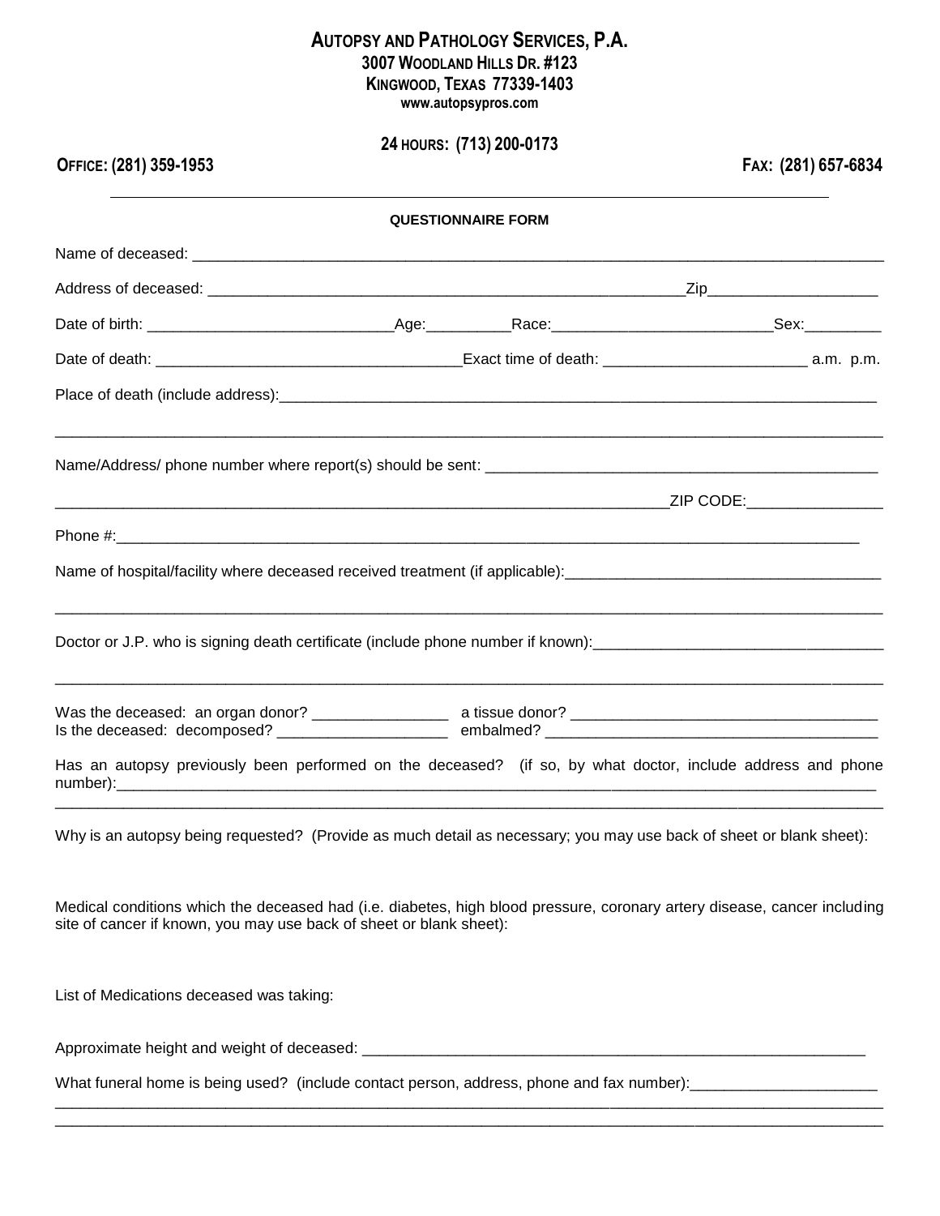# AUTOPSY AND PATHOLOGY SERVICES, P.A.

**3007 WOODLAND HILLS DR. #123**
**KINGWOOD, TEXAS 77339-1403**
**www.autopsypros.com**

**24 HOURS: (713) 200-0173**

**OFFICE: (281) 359-1953** **FAX: (281) 657-6834**

---

**QUESTIONNAIRE FORM**

Name of deceased: ____________________________________________________________

Address of deceased: ___________________________________________Zip_______________

Date of birth: ______________________Age:________Race:___________________Sex:________

Date of death: ___________________________Exact time of death: __________________ a.m. p.m.

Place of death (include address):________________________________________________

______________________________________________________________________________

Name/Address/ phone number where report(s) should be sent: ______________________________

__________________________________________________________ZIP CODE:______________

Phone #:______________________________________________________________________

Name of hospital/facility where deceased received treatment (if applicable):______________________

______________________________________________________________________________

Doctor or J.P. who is signing death certificate (include phone number if known):____________________

______________________________________________________________________________

Was the deceased: an organ donor? ____________ a tissue donor? __________________________
Is the deceased: decomposed? ______________ embalmed? _____________________________

Has an autopsy previously been performed on the deceased? (if so, by what doctor, include address and phone number):______________________________________________________________________

______________________________________________________________________________

Why is an autopsy being requested? (Provide as much detail as necessary; you may use back of sheet or blank sheet):

Medical conditions which the deceased had (i.e. diabetes, high blood pressure, coronary artery disease, cancer including site of cancer if known, you may use back of sheet or blank sheet):

List of Medications deceased was taking:

Approximate height and weight of deceased: ________________________________________________

What funeral home is being used? (include contact person, address, phone and fax number):________________

______________________________________________________________________________

______________________________________________________________________________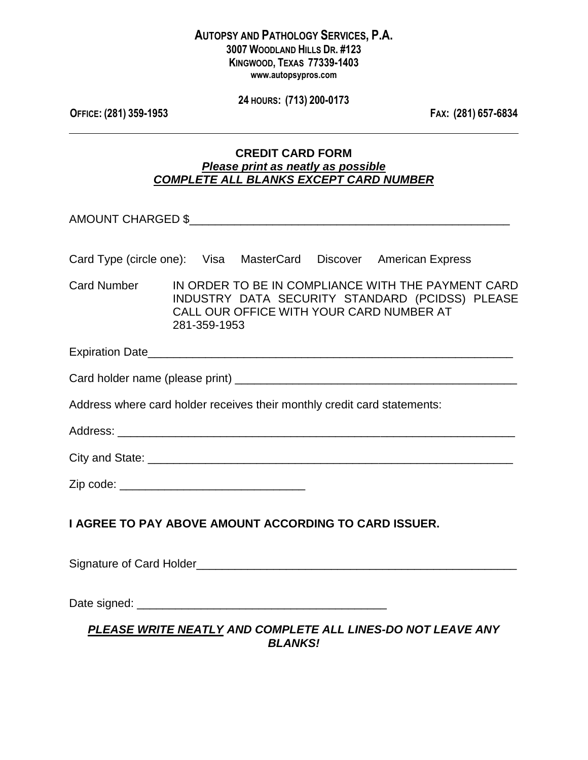**AUTOPSY AND PATHOLOGY SERVICES, P.A.**
**3007 WOODLAND HILLS DR. #123**
**KINGWOOD, TEXAS 77339-1403**
**www.autopsypros.com**

**24 HOURS: (713) 200-0173**

**OFFICE: (281) 359-1953** **FAX: (281) 657-6834**

---

## CREDIT CARD FORM

***Please print as neatly as possible***

***COMPLETE ALL BLANKS EXCEPT CARD NUMBER***

AMOUNT CHARGED $___________________________________________________

Card Type (circle one): Visa MasterCard Discover American Express

Card Number IN ORDER TO BE IN COMPLIANCE WITH THE PAYMENT CARD INDUSTRY DATA SECURITY STANDARD (PCIDSS) PLEASE CALL OUR OFFICE WITH YOUR CARD NUMBER AT 281-359-1953

Expiration Date__________________________________________________________

Card holder name (please print) _____________________________________________

Address where card holder receives their monthly credit card statements:

Address: _______________________________________________________________

City and State: __________________________________________________________

Zip code: _____________________________

**I AGREE TO PAY ABOVE AMOUNT ACCORDING TO CARD ISSUER.**

Signature of Card Holder___________________________________________________

Date signed: ______________________________________

***PLEASE WRITE NEATLY AND COMPLETE ALL LINES-DO NOT LEAVE ANY BLANKS!***